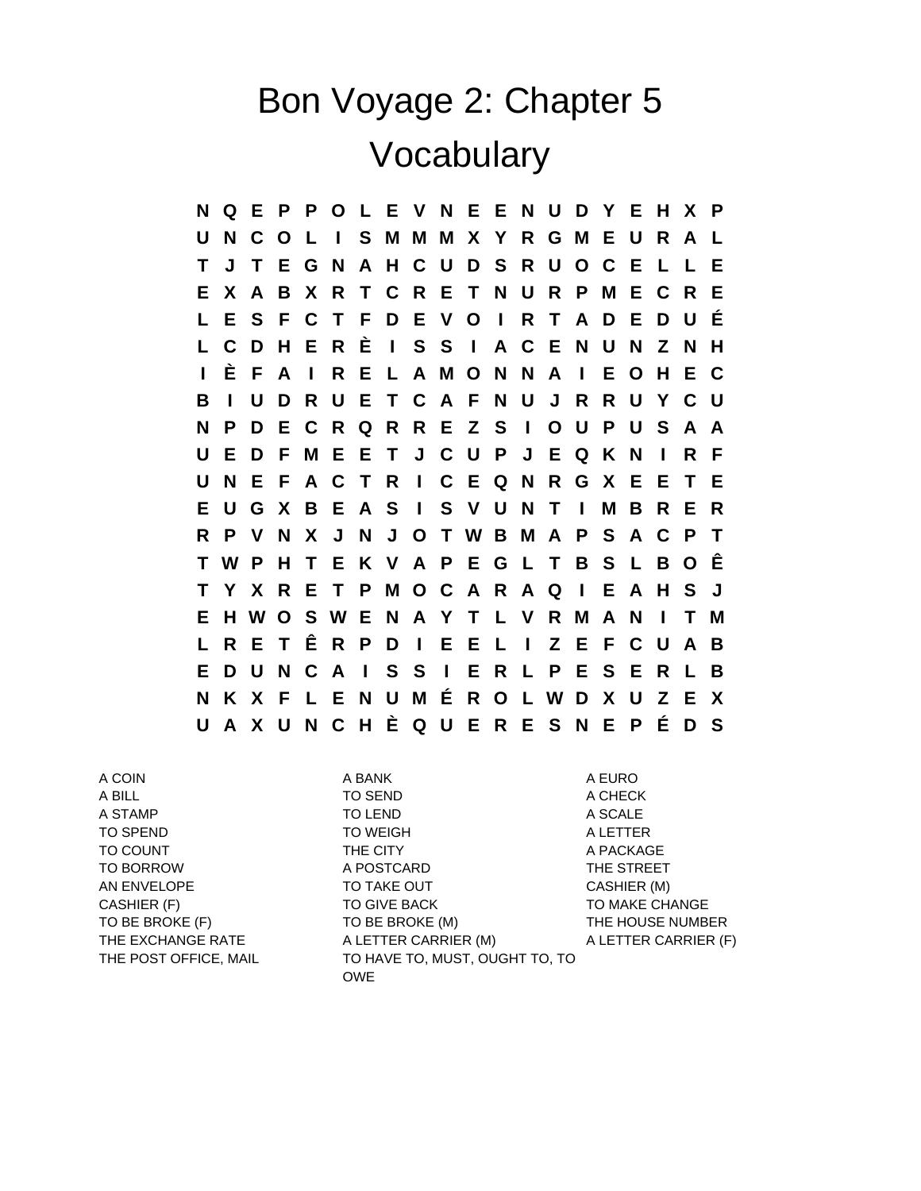# Bon Voyage 2: Chapter 5

# Vocabulary

```
N Q E P P O L E V N E E N U D Y E H X P
U N C O L I S M M M X Y R G M E U R A L
T J T E G N A H C U D S R U O C E L L E
E X A B X R T C R E T N U R P M E C R E
L E S F C T F D E V O I R T A D E D U É
L C D H E R È I S S I A C E N U N Z N H
I È F A I R E L A M O N N A I E O H E C
B I U D R U E T C A F N U J R R U Y C U
N P D E C R Q R R E Z S I O U P U S A A
U E D F M E E T J C U P J E Q K N I R F
U N E F A C T R I C E Q N R G X E E T E
E U G X B E A S I S V U N T I M B R E R
R P V N X J N J O T W B M A P S A C P T
T W P H T E K V A P E G L T B S L B O Ê
T Y X R E T P M O C A R A Q I E A H S J
E H W O S W E N A Y T L V R M A N I T M
L R E T Ê R P D I E E L I Z E F C U A B
E D U N C A I S S I E R L P E S E R L B
N K X F L E N U M É R O L W D X U Z E X
U A X U N C H È Q U E R E S N E P É D S
```

A COIN
A BILL
A STAMP
TO SPEND
TO COUNT
TO BORROW
AN ENVELOPE
CASHIER (F)
TO BE BROKE (F)
THE EXCHANGE RATE
THE POST OFFICE, MAIL

A BANK
TO SEND
TO LEND
TO WEIGH
THE CITY
A POSTCARD
TO TAKE OUT
TO GIVE BACK
TO BE BROKE (M)
A LETTER CARRIER (M)
TO HAVE TO, MUST, OUGHT TO, TO OWE

A EURO
A CHECK
A SCALE
A LETTER
A PACKAGE
THE STREET
CASHIER (M)
TO MAKE CHANGE
THE HOUSE NUMBER
A LETTER CARRIER (F)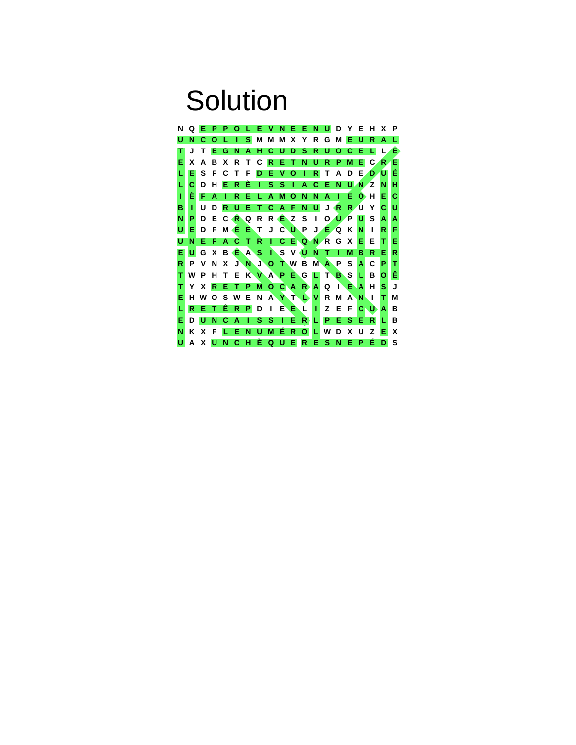# Solution

```
N Q E P P O L E V N E E N U D Y E H X P
U N C O L I S M M M X Y R G M E U R A L
T J T E G N A H C U D S R U O C E L L É
E X A B X R T C R E T N U R P M E C R E
L E S F C T F D E V O I R T A D E D U É
L C D H E R È I S S I A C E N U N Z N H
I È F A I R E L A M O N N A I E O H E C
B I U D R U E T C A F N U J R R U Y C U
N P D E C R Q R R É Z S I O U P U S A A
U E D F M E E T J C U P J E Q K N I R F
U N E F A C T R I C E Q N R G X E E T E
E U G X B E A S I S V U N T I M B R E R
R P V N X J N J O T W B M A P S A C P T
T W P H T E K V A P E G L T B S L B O Ê
T Y X R E T P M O C A R A Q I E A H S J
E H W O S W E N A Y T L V R M A N I T M
L R E T Ê R P D I E E L I Z E F C U A B
E D U N C A I S S I E R L P E S E R L B
N K X F L E N U M É R O L W D X U Z E X
U A X U N C H È Q U E R E S N E P É D S
```